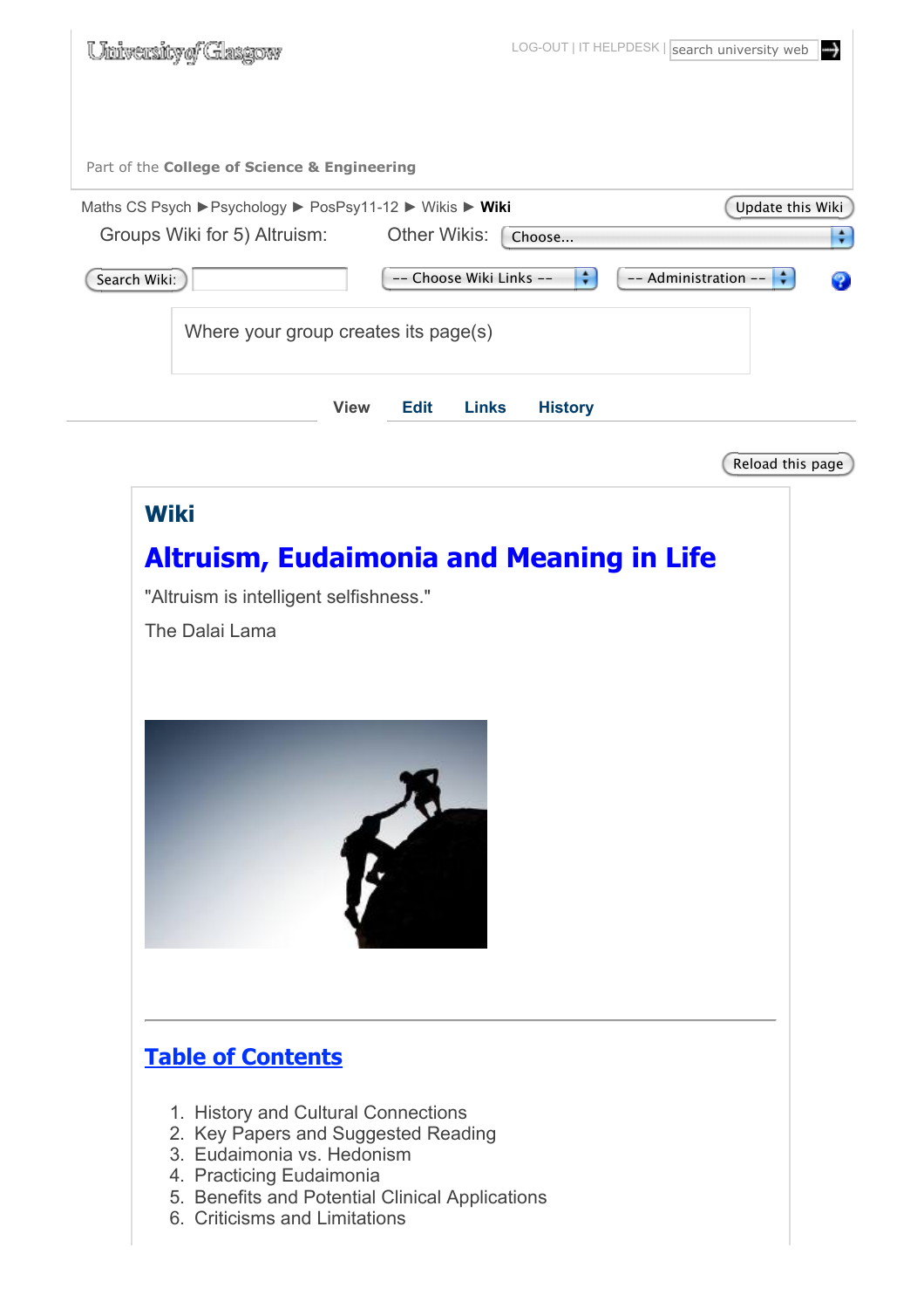University of Glasgow

LOG-OUT | IT HELPDESK | search university web

Part of the **College of Science & Engineering**

Maths CS Psych ▶ Psychology ▶ PosPsy11-12 ▶ Wikis ▶ **Wiki**

Update this Wiki

Groups Wiki for 5) Altruism: Other Wikis: Choose...

Search Wiki: -- Choose Wiki Links -- -- Administration --

Where your group creates its page(s)

View Edit Links History

Reload this page

# Wiki

## Altruism, Eudaimonia and Meaning in Life

"Altruism is intelligent selfishness."

The Dalai Lama

---

## Table of Contents

1. History and Cultural Connections
2. Key Papers and Suggested Reading
3. Eudaimonia vs. Hedonism
4. Practicing Eudaimonia
5. Benefits and Potential Clinical Applications
6. Criticisms and Limitations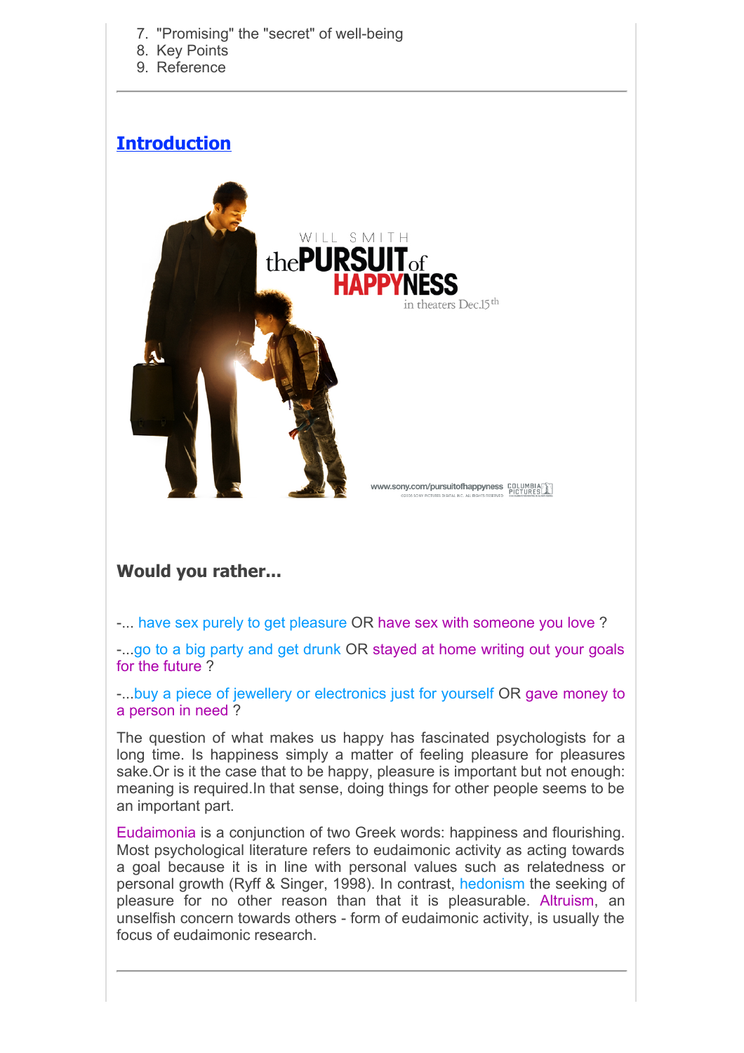7. "Promising" the "secret" of well-being
8. Key Points
9. Reference

## Introduction

### Would you rather...

-... have sex purely to get pleasure OR have sex with someone you love ?

-...go to a big party and get drunk OR stayed at home writing out your goals for the future ?

-...buy a piece of jewellery or electronics just for yourself OR gave money to a person in need ?

The question of what makes us happy has fascinated psychologists for a long time. Is happiness simply a matter of feeling pleasure for pleasures sake.Or is it the case that to be happy, pleasure is important but not enough: meaning is required.In that sense, doing things for other people seems to be an important part.

Eudaimonia is a conjunction of two Greek words: happiness and flourishing. Most psychological literature refers to eudaimonic activity as acting towards a goal because it is in line with personal values such as relatedness or personal growth (Ryff & Singer, 1998). In contrast, hedonism the seeking of pleasure for no other reason than that it is pleasurable. Altruism, an unselfish concern towards others - form of eudaimonic activity, is usually the focus of eudaimonic research.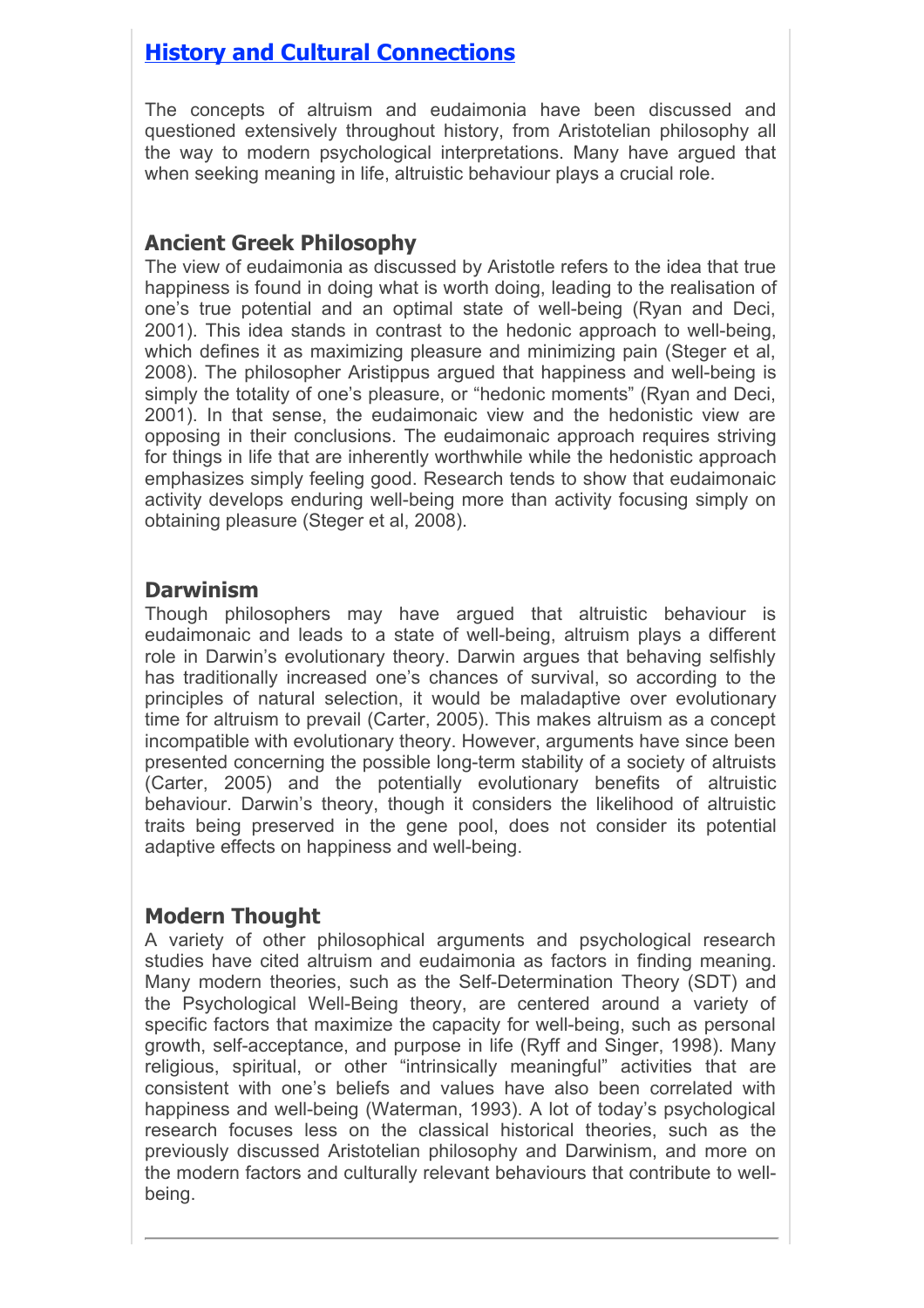## [History and Cultural Connections]

The concepts of altruism and eudaimonia have been discussed and questioned extensively throughout history, from Aristotelian philosophy all the way to modern psychological interpretations. Many have argued that when seeking meaning in life, altruistic behaviour plays a crucial role.

### Ancient Greek Philosophy

The view of eudaimonia as discussed by Aristotle refers to the idea that true happiness is found in doing what is worth doing, leading to the realisation of one's true potential and an optimal state of well-being (Ryan and Deci, 2001). This idea stands in contrast to the hedonic approach to well-being, which defines it as maximizing pleasure and minimizing pain (Steger et al, 2008). The philosopher Aristippus argued that happiness and well-being is simply the totality of one's pleasure, or "hedonic moments" (Ryan and Deci, 2001). In that sense, the eudaimonic view and the hedonistic view are opposing in their conclusions. The eudaimonic approach requires striving for things in life that are inherently worthwhile while the hedonistic approach emphasizes simply feeling good. Research tends to show that eudaimonic activity develops enduring well-being more than activity focusing simply on obtaining pleasure (Steger et al, 2008).

### Darwinism

Though philosophers may have argued that altruistic behaviour is eudaimonaic and leads to a state of well-being, altruism plays a different role in Darwin's evolutionary theory. Darwin argues that behaving selfishly has traditionally increased one's chances of survival, so according to the principles of natural selection, it would be maladaptive over evolutionary time for altruism to prevail (Carter, 2005). This makes altruism as a concept incompatible with evolutionary theory. However, arguments have since been presented concerning the possible long-term stability of a society of altruists (Carter, 2005) and the potentially evolutionary benefits of altruistic behaviour. Darwin's theory, though it considers the likelihood of altruistic traits being preserved in the gene pool, does not consider its potential adaptive effects on happiness and well-being.

### Modern Thought

A variety of other philosophical arguments and psychological research studies have cited altruism and eudaimonia as factors in finding meaning. Many modern theories, such as the Self-Determination Theory (SDT) and the Psychological Well-Being theory, are centered around a variety of specific factors that maximize the capacity for well-being, such as personal growth, self-acceptance, and purpose in life (Ryff and Singer, 1998). Many religious, spiritual, or other "intrinsically meaningful" activities that are consistent with one's beliefs and values have also been correlated with happiness and well-being (Waterman, 1993). A lot of today's psychological research focuses less on the classical historical theories, such as the previously discussed Aristotelian philosophy and Darwinism, and more on the modern factors and culturally relevant behaviours that contribute to well-being.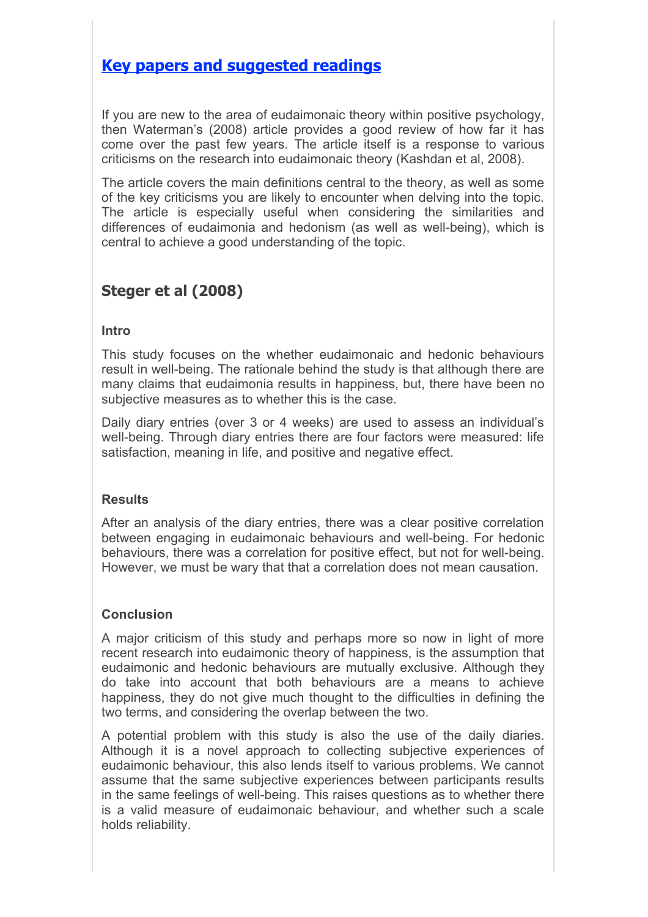## Key papers and suggested readings

If you are new to the area of eudaimonaic theory within positive psychology, then Waterman's (2008) article provides a good review of how far it has come over the past few years. The article itself is a response to various criticisms on the research into eudaimonaic theory (Kashdan et al, 2008).

The article covers the main definitions central to the theory, as well as some of the key criticisms you are likely to encounter when delving into the topic. The article is especially useful when considering the similarities and differences of eudaimonia and hedonism (as well as well-being), which is central to achieve a good understanding of the topic.

### Steger et al (2008)

#### Intro

This study focuses on the whether eudaimonaic and hedonic behaviours result in well-being. The rationale behind the study is that although there are many claims that eudaimonia results in happiness, but, there have been no subjective measures as to whether this is the case.

Daily diary entries (over 3 or 4 weeks) are used to assess an individual's well-being. Through diary entries there are four factors were measured: life satisfaction, meaning in life, and positive and negative effect.

#### Results

After an analysis of the diary entries, there was a clear positive correlation between engaging in eudaimonaic behaviours and well-being. For hedonic behaviours, there was a correlation for positive effect, but not for well-being. However, we must be wary that that a correlation does not mean causation.

#### Conclusion

A major criticism of this study and perhaps more so now in light of more recent research into eudaimonic theory of happiness, is the assumption that eudaimonic and hedonic behaviours are mutually exclusive. Although they do take into account that both behaviours are a means to achieve happiness, they do not give much thought to the difficulties in defining the two terms, and considering the overlap between the two.

A potential problem with this study is also the use of the daily diaries. Although it is a novel approach to collecting subjective experiences of eudaimonic behaviour, this also lends itself to various problems. We cannot assume that the same subjective experiences between participants results in the same feelings of well-being. This raises questions as to whether there is a valid measure of eudaimonaic behaviour, and whether such a scale holds reliability.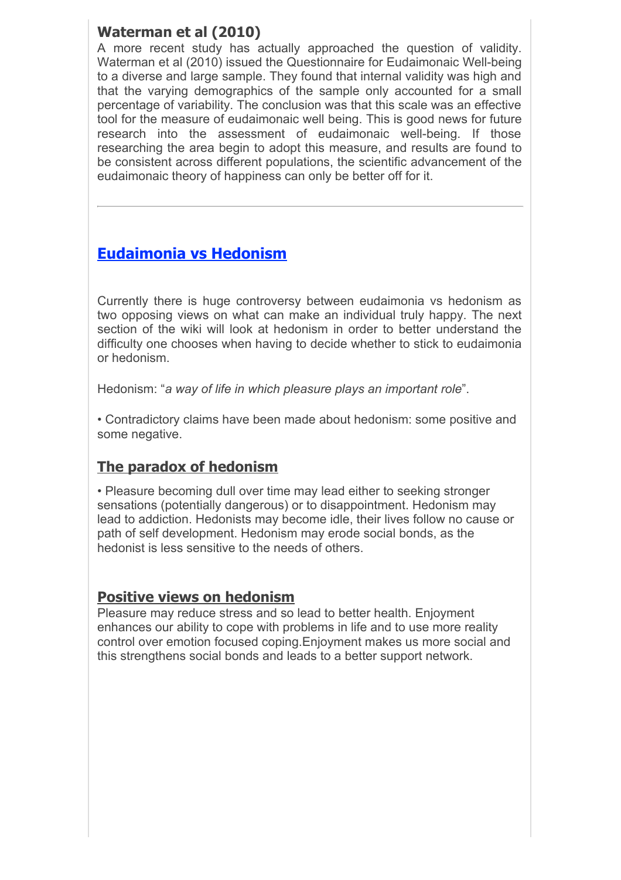### Waterman et al (2010)

A more recent study has actually approached the question of validity. Waterman et al (2010) issued the Questionnaire for Eudaimonic Well-being to a diverse and large sample. They found that internal validity was high and that the varying demographics of the sample only accounted for a small percentage of variability. The conclusion was that this scale was an effective tool for the measure of eudaimonaic well being. This is good news for future research into the assessment of eudaimonaic well-being. If those researching the area begin to adopt this measure, and results are found to be consistent across different populations, the scientific advancement of the eudaimonaic theory of happiness can only be better off for it.

---

## Eudaimonia vs Hedonism

Currently there is huge controversy between eudaimonia vs hedonism as two opposing views on what can make an individual truly happy. The next section of the wiki will look at hedonism in order to better understand the difficulty one chooses when having to decide whether to stick to eudaimonia or hedonism.

Hedonism: "*a way of life in which pleasure plays an important role*".

• Contradictory claims have been made about hedonism: some positive and some negative.

### The paradox of hedonism

• Pleasure becoming dull over time may lead either to seeking stronger sensations (potentially dangerous) or to disappointment. Hedonism may lead to addiction. Hedonists may become idle, their lives follow no cause or path of self development. Hedonism may erode social bonds, as the hedonist is less sensitive to the needs of others.

### Positive views on hedonism

Pleasure may reduce stress and so lead to better health. Enjoyment enhances our ability to cope with problems in life and to use more reality control over emotion focused coping.Enjoyment makes us more social and this strengthens social bonds and leads to a better support network.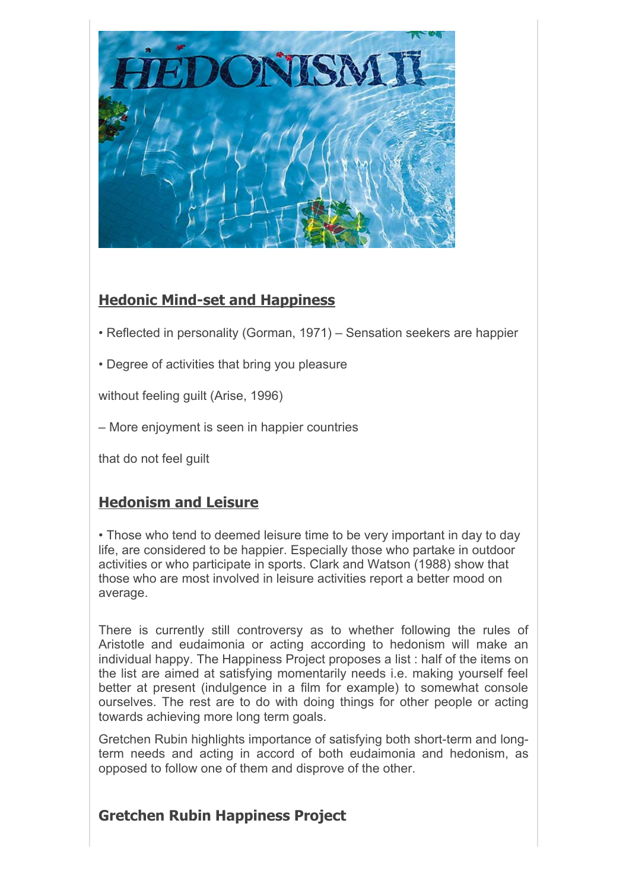## Hedonic Mind-set and Happiness

• Reflected in personality (Gorman, 1971) – Sensation seekers are happier

• Degree of activities that bring you pleasure

without feeling guilt (Arise, 1996)

– More enjoyment is seen in happier countries

that do not feel guilt

## Hedonism and Leisure

• Those who tend to deemed leisure time to be very important in day to day life, are considered to be happier. Especially those who partake in outdoor activities or who participate in sports. Clark and Watson (1988) show that those who are most involved in leisure activities report a better mood on average.

There is currently still controversy as to whether following the rules of Aristotle and eudaimonia or acting according to hedonism will make an individual happy. The Happiness Project proposes a list : half of the items on the list are aimed at satisfying momentarily needs i.e. making yourself feel better at present (indulgence in a film for example) to somewhat console ourselves. The rest are to do with doing things for other people or acting towards achieving more long term goals.

Gretchen Rubin highlights importance of satisfying both short-term and long-term needs and acting in accord of both eudaimonia and hedonism, as opposed to follow one of them and disprove of the other.

## Gretchen Rubin Happiness Project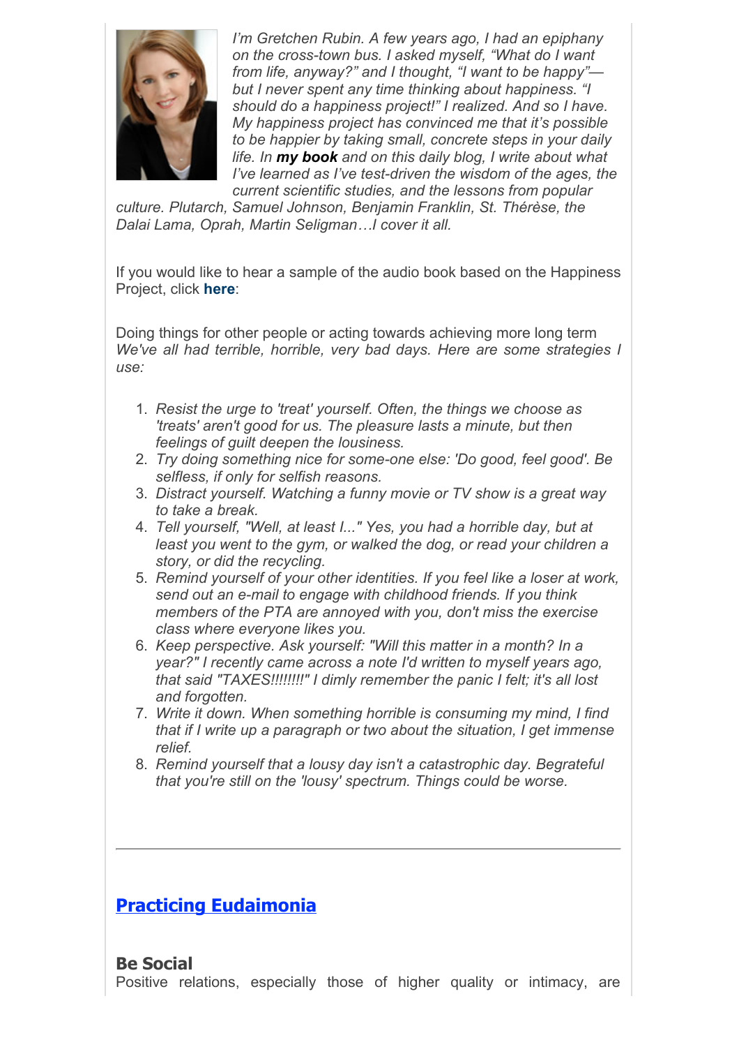*I'm Gretchen Rubin. A few years ago, I had an epiphany on the cross-town bus. I asked myself, "What do I want from life, anyway?" and I thought, "I want to be happy"—but I never spent any time thinking about happiness. "I should do a happiness project!" I realized. And so I have. My happiness project has convinced me that it's possible to be happier by taking small, concrete steps in your daily life. In **my book** and on this daily blog, I write about what I've learned as I've test-driven the wisdom of the ages, the current scientific studies, and the lessons from popular culture. Plutarch, Samuel Johnson, Benjamin Franklin, St. Thérèse, the Dalai Lama, Oprah, Martin Seligman…I cover it all.*

If you would like to hear a sample of the audio book based on the Happiness Project, click **here**:

Doing things for other people or acting towards achieving more long term
*We've all had terrible, horrible, very bad days. Here are some strategies I use:*

1. *Resist the urge to 'treat' yourself. Often, the things we choose as 'treats' aren't good for us. The pleasure lasts a minute, but then feelings of guilt deepen the lousiness.*
2. *Try doing something nice for some-one else: 'Do good, feel good'. Be selfless, if only for selfish reasons.*
3. *Distract yourself. Watching a funny movie or TV show is a great way to take a break.*
4. *Tell yourself, "Well, at least I..." Yes, you had a horrible day, but at least you went to the gym, or walked the dog, or read your children a story, or did the recycling.*
5. *Remind yourself of your other identities. If you feel like a loser at work, send out an e-mail to engage with childhood friends. If you think members of the PTA are annoyed with you, don't miss the exercise class where everyone likes you.*
6. *Keep perspective. Ask yourself: "Will this matter in a month? In a year?" I recently came across a note I'd written to myself years ago, that said "TAXES!!!!!!!!" I dimly remember the panic I felt; it's all lost and forgotten.*
7. *Write it down. When something horrible is consuming my mind, I find that if I write up a paragraph or two about the situation, I get immense relief.*
8. *Remind yourself that a lousy day isn't a catastrophic day. Begrateful that you're still on the 'lousy' spectrum. Things could be worse.*

---

## Practicing Eudaimonia

### Be Social

Positive relations, especially those of higher quality or intimacy, are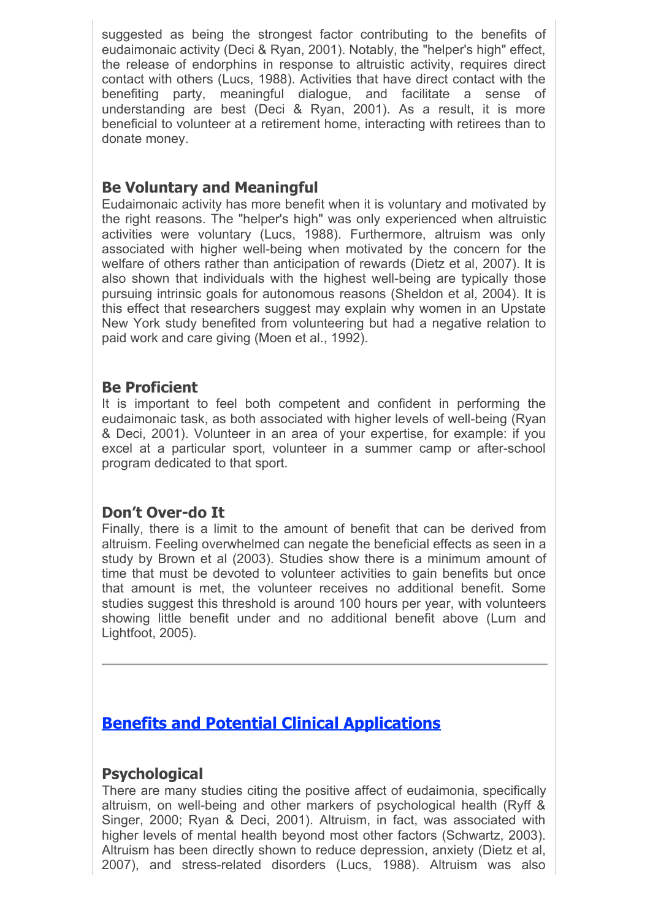suggested as being the strongest factor contributing to the benefits of eudaimonaic activity (Deci & Ryan, 2001). Notably, the "helper's high" effect, the release of endorphins in response to altruistic activity, requires direct contact with others (Lucs, 1988). Activities that have direct contact with the benefiting party, meaningful dialogue, and facilitate a sense of understanding are best (Deci & Ryan, 2001). As a result, it is more beneficial to volunteer at a retirement home, interacting with retirees than to donate money.

### Be Voluntary and Meaningful

Eudaimonaic activity has more benefit when it is voluntary and motivated by the right reasons. The "helper's high" was only experienced when altruistic activities were voluntary (Lucs, 1988). Furthermore, altruism was only associated with higher well-being when motivated by the concern for the welfare of others rather than anticipation of rewards (Dietz et al, 2007). It is also shown that individuals with the highest well-being are typically those pursuing intrinsic goals for autonomous reasons (Sheldon et al, 2004). It is this effect that researchers suggest may explain why women in an Upstate New York study benefited from volunteering but had a negative relation to paid work and care giving (Moen et al., 1992).

### Be Proficient

It is important to feel both competent and confident in performing the eudaimonaic task, as both associated with higher levels of well-being (Ryan & Deci, 2001). Volunteer in an area of your expertise, for example: if you excel at a particular sport, volunteer in a summer camp or after-school program dedicated to that sport.

### Don’t Over-do It

Finally, there is a limit to the amount of benefit that can be derived from altruism. Feeling overwhelmed can negate the beneficial effects as seen in a study by Brown et al (2003). Studies show there is a minimum amount of time that must be devoted to volunteer activities to gain benefits but once that amount is met, the volunteer receives no additional benefit. Some studies suggest this threshold is around 100 hours per year, with volunteers showing little benefit under and no additional benefit above (Lum and Lightfoot, 2005).

---

## Benefits and Potential Clinical Applications

### Psychological

There are many studies citing the positive affect of eudaimonia, specifically altruism, on well-being and other markers of psychological health (Ryff & Singer, 2000; Ryan & Deci, 2001). Altruism, in fact, was associated with higher levels of mental health beyond most other factors (Schwartz, 2003). Altruism has been directly shown to reduce depression, anxiety (Dietz et al, 2007), and stress-related disorders (Lucs, 1988). Altruism was also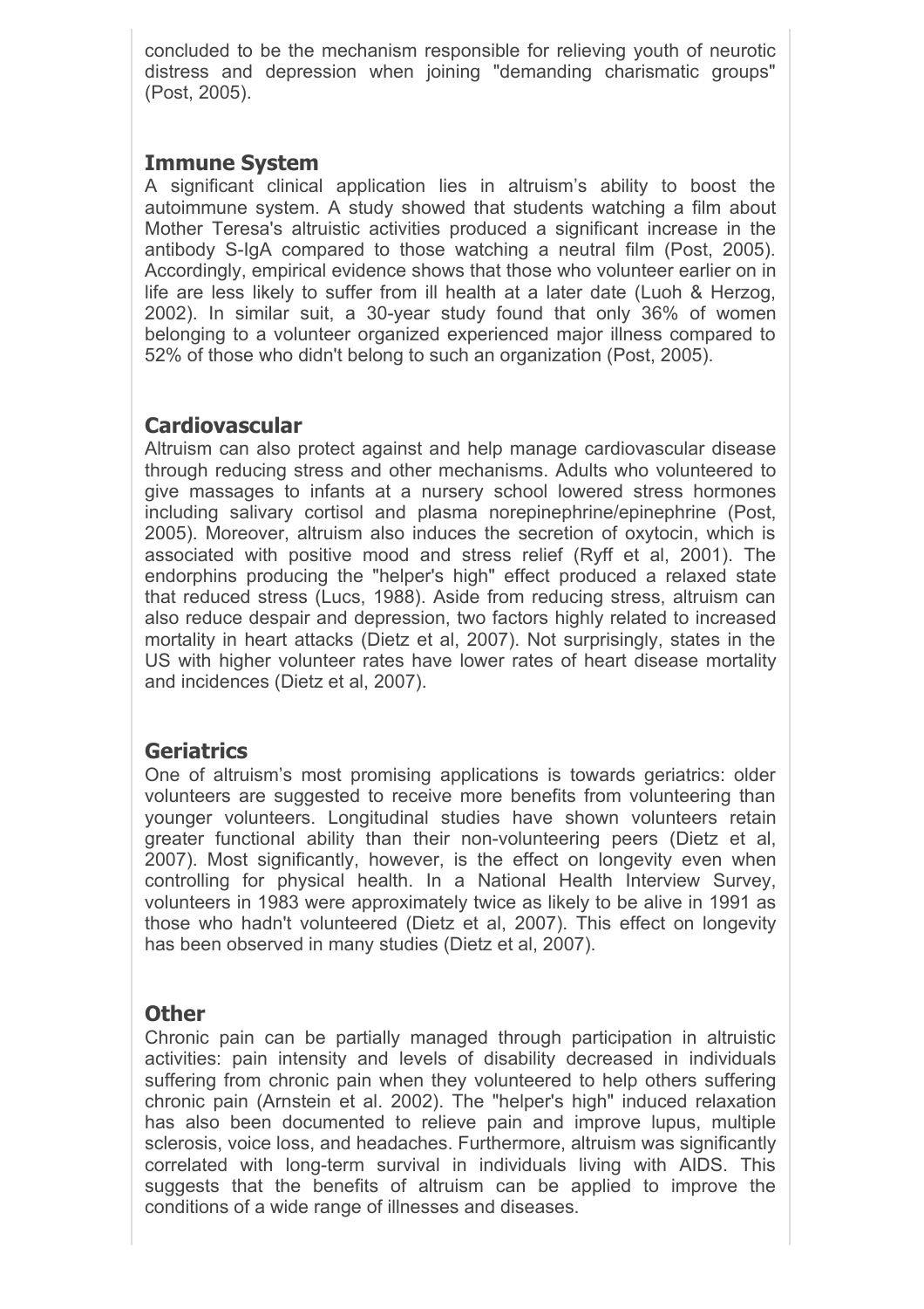concluded to be the mechanism responsible for relieving youth of neurotic distress and depression when joining "demanding charismatic groups" (Post, 2005).

## Immune System

A significant clinical application lies in altruism's ability to boost the autoimmune system. A study showed that students watching a film about Mother Teresa's altruistic activities produced a significant increase in the antibody S-IgA compared to those watching a neutral film (Post, 2005). Accordingly, empirical evidence shows that those who volunteer earlier on in life are less likely to suffer from ill health at a later date (Luoh & Herzog, 2002). In similar suit, a 30-year study found that only 36% of women belonging to a volunteer organized experienced major illness compared to 52% of those who didn't belong to such an organization (Post, 2005).

## Cardiovascular

Altruism can also protect against and help manage cardiovascular disease through reducing stress and other mechanisms. Adults who volunteered to give massages to infants at a nursery school lowered stress hormones including salivary cortisol and plasma norepinephrine/epinephrine (Post, 2005). Moreover, altruism also induces the secretion of oxytocin, which is associated with positive mood and stress relief (Ryff et al, 2001). The endorphins producing the "helper's high" effect produced a relaxed state that reduced stress (Lucs, 1988). Aside from reducing stress, altruism can also reduce despair and depression, two factors highly related to increased mortality in heart attacks (Dietz et al, 2007). Not surprisingly, states in the US with higher volunteer rates have lower rates of heart disease mortality and incidences (Dietz et al, 2007).

## Geriatrics

One of altruism's most promising applications is towards geriatrics: older volunteers are suggested to receive more benefits from volunteering than younger volunteers. Longitudinal studies have shown volunteers retain greater functional ability than their non-volunteering peers (Dietz et al, 2007). Most significantly, however, is the effect on longevity even when controlling for physical health. In a National Health Interview Survey, volunteers in 1983 were approximately twice as likely to be alive in 1991 as those who hadn't volunteered (Dietz et al, 2007). This effect on longevity has been observed in many studies (Dietz et al, 2007).

## Other

Chronic pain can be partially managed through participation in altruistic activities: pain intensity and levels of disability decreased in individuals suffering from chronic pain when they volunteered to help others suffering chronic pain (Arnstein et al. 2002). The "helper's high" induced relaxation has also been documented to relieve pain and improve lupus, multiple sclerosis, voice loss, and headaches. Furthermore, altruism was significantly correlated with long-term survival in individuals living with AIDS. This suggests that the benefits of altruism can be applied to improve the conditions of a wide range of illnesses and diseases.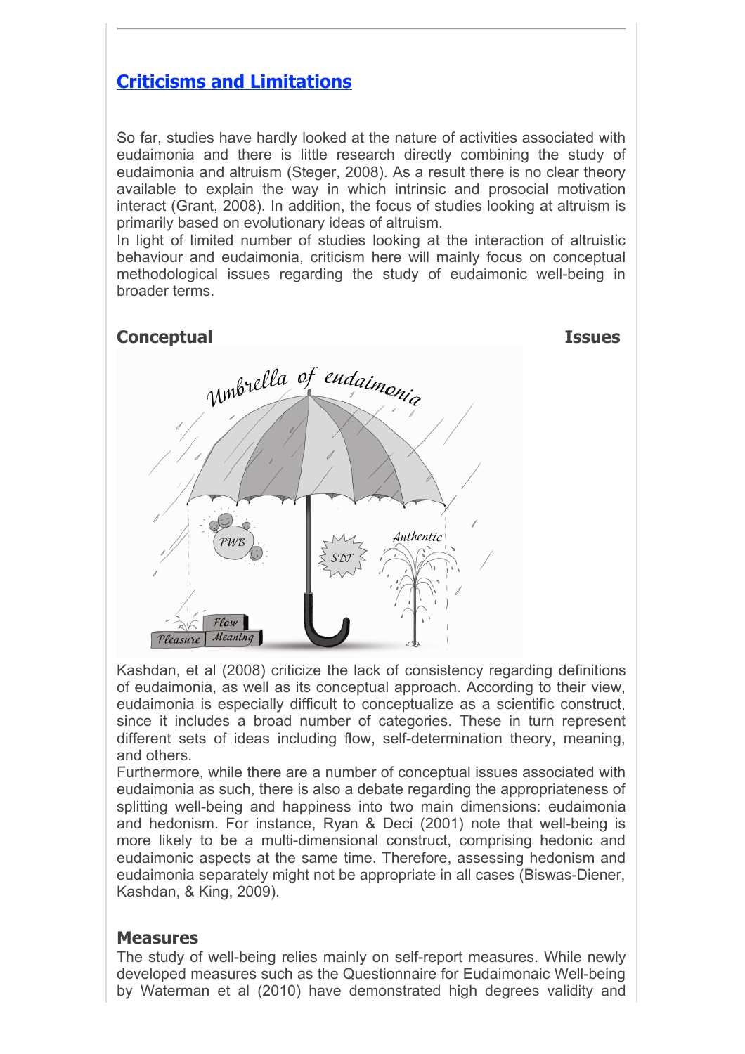## Criticisms and Limitations

So far, studies have hardly looked at the nature of activities associated with eudaimonia and there is little research directly combining the study of eudaimonia and altruism (Steger, 2008). As a result there is no clear theory available to explain the way in which intrinsic and prosocial motivation interact (Grant, 2008). In addition, the focus of studies looking at altruism is primarily based on evolutionary ideas of altruism.
In light of limited number of studies looking at the interaction of altruistic behaviour and eudaimonia, criticism here will mainly focus on conceptual methodological issues regarding the study of eudaimonic well-being in broader terms.

### Conceptual Issues

Kashdan, et al (2008) criticize the lack of consistency regarding definitions of eudaimonia, as well as its conceptual approach. According to their view, eudaimonia is especially difficult to conceptualize as a scientific construct, since it includes a broad number of categories. These in turn represent different sets of ideas including flow, self-determination theory, meaning, and others.
Furthermore, while there are a number of conceptual issues associated with eudaimonia as such, there is also a debate regarding the appropriateness of splitting well-being and happiness into two main dimensions: eudaimonia and hedonism. For instance, Ryan & Deci (2001) note that well-being is more likely to be a multi-dimensional construct, comprising hedonic and eudaimonic aspects at the same time. Therefore, assessing hedonism and eudaimonia separately might not be appropriate in all cases (Biswas-Diener, Kashdan, & King, 2009).

### Measures

The study of well-being relies mainly on self-report measures. While newly developed measures such as the Questionnaire for Eudaimonaic Well-being by Waterman et al (2010) have demonstrated high degrees validity and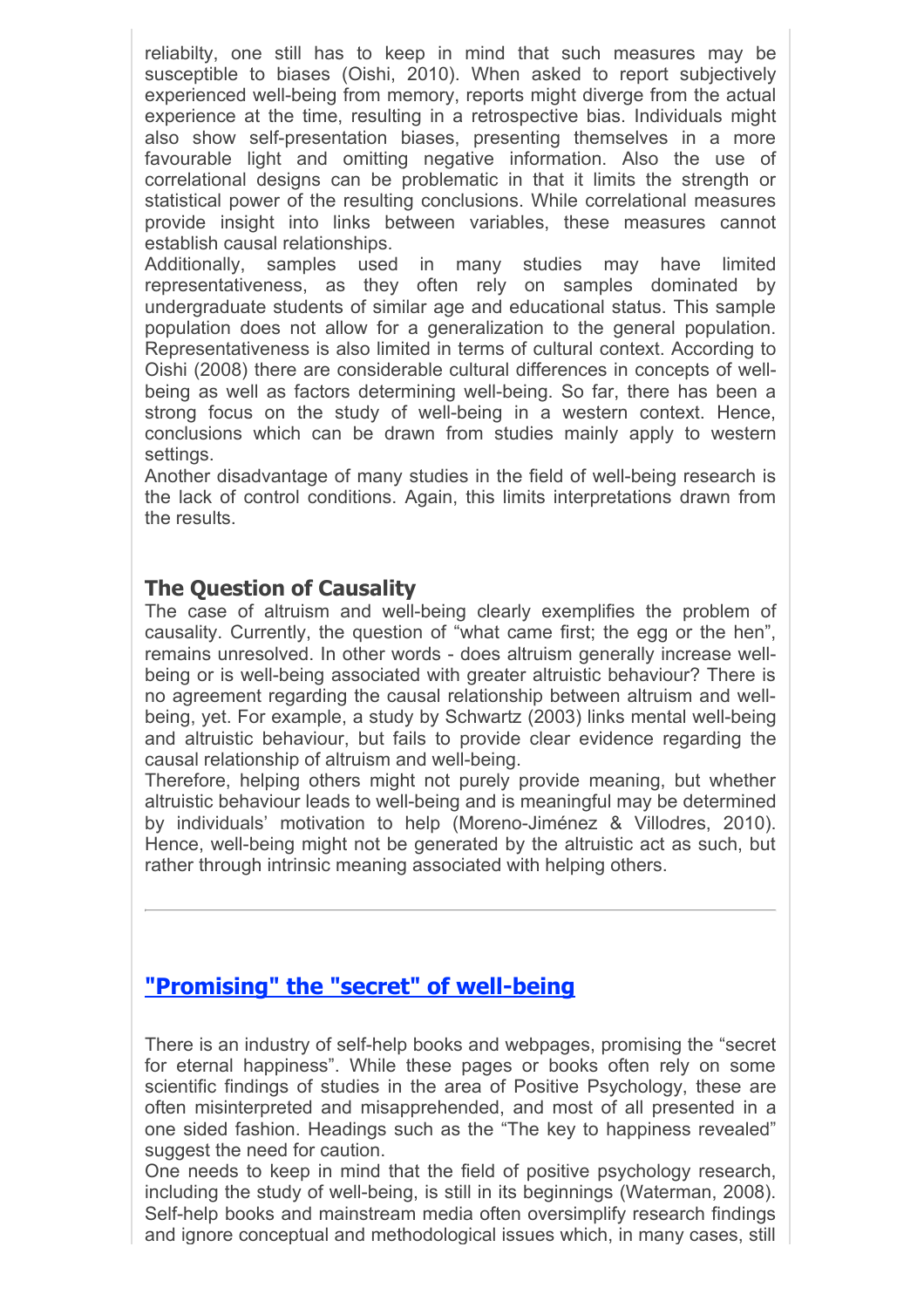reliabilty, one still has to keep in mind that such measures may be susceptible to biases (Oishi, 2010). When asked to report subjectively experienced well-being from memory, reports might diverge from the actual experience at the time, resulting in a retrospective bias. Individuals might also show self-presentation biases, presenting themselves in a more favourable light and omitting negative information. Also the use of correlational designs can be problematic in that it limits the strength or statistical power of the resulting conclusions. While correlational measures provide insight into links between variables, these measures cannot establish causal relationships.

Additionally, samples used in many studies may have limited representativeness, as they often rely on samples dominated by undergraduate students of similar age and educational status. This sample population does not allow for a generalization to the general population. Representativeness is also limited in terms of cultural context. According to Oishi (2008) there are considerable cultural differences in concepts of well-being as well as factors determining well-being. So far, there has been a strong focus on the study of well-being in a western context. Hence, conclusions which can be drawn from studies mainly apply to western settings.

Another disadvantage of many studies in the field of well-being research is the lack of control conditions. Again, this limits interpretations drawn from the results.

### The Question of Causality

The case of altruism and well-being clearly exemplifies the problem of causality. Currently, the question of "what came first; the egg or the hen", remains unresolved. In other words - does altruism generally increase well-being or is well-being associated with greater altruistic behaviour? There is no agreement regarding the causal relationship between altruism and well-being, yet. For example, a study by Schwartz (2003) links mental well-being and altruistic behaviour, but fails to provide clear evidence regarding the causal relationship of altruism and well-being.

Therefore, helping others might not purely provide meaning, but whether altruistic behaviour leads to well-being and is meaningful may be determined by individuals' motivation to help (Moreno-Jiménez & Villodres, 2010). Hence, well-being might not be generated by the altruistic act as such, but rather through intrinsic meaning associated with helping others.

---

## "Promising" the "secret" of well-being

There is an industry of self-help books and webpages, promising the "secret for eternal happiness". While these pages or books often rely on some scientific findings of studies in the area of Positive Psychology, these are often misinterpreted and misapprehended, and most of all presented in a one sided fashion. Headings such as the "The key to happiness revealed" suggest the need for caution.

One needs to keep in mind that the field of positive psychology research, including the study of well-being, is still in its beginnings (Waterman, 2008). Self-help books and mainstream media often oversimplify research findings and ignore conceptual and methodological issues which, in many cases, still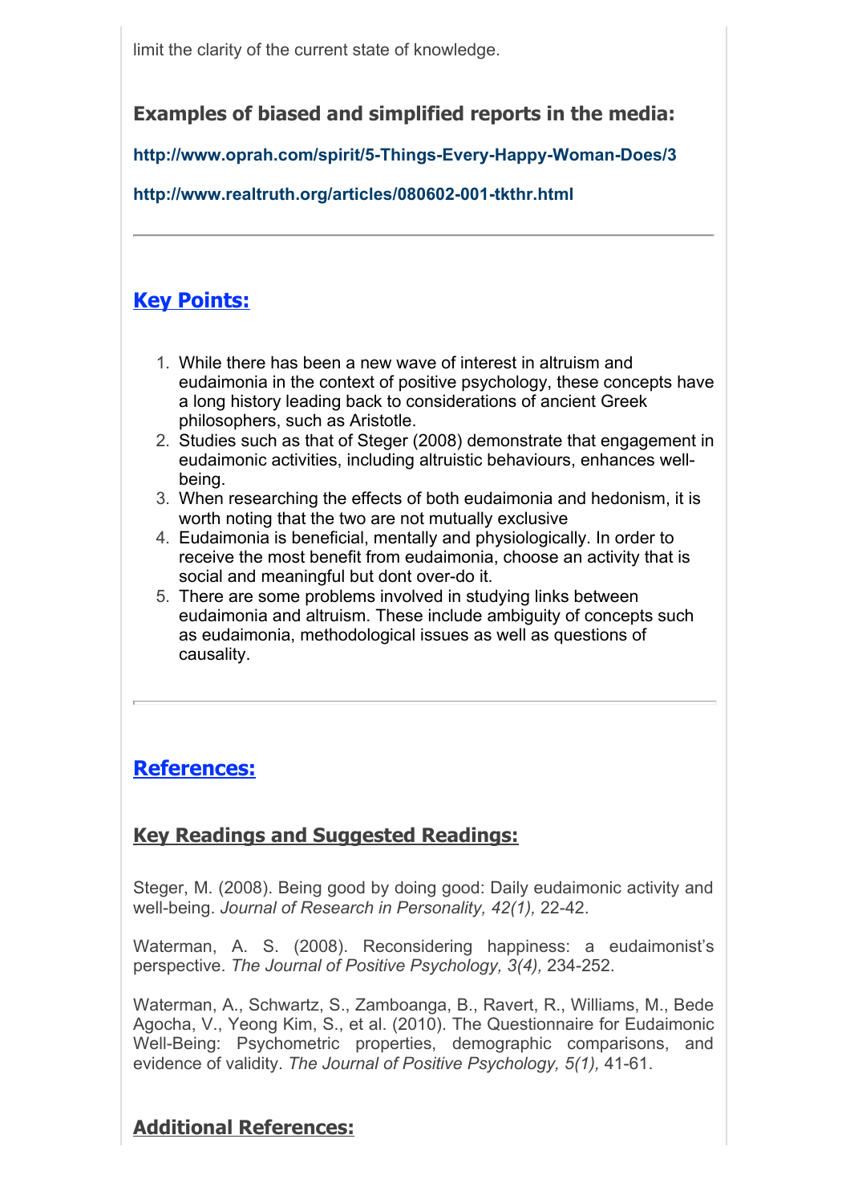limit the clarity of the current state of knowledge.

### Examples of biased and simplified reports in the media:

**http://www.oprah.com/spirit/5-Things-Every-Happy-Woman-Does/3**

**http://www.realtruth.org/articles/080602-001-tkthr.html**

---

## Key Points:

1. While there has been a new wave of interest in altruism and eudaimonia in the context of positive psychology, these concepts have a long history leading back to considerations of ancient Greek philosophers, such as Aristotle.
2. Studies such as that of Steger (2008) demonstrate that engagement in eudaimonic activities, including altruistic behaviours, enhances well-being.
3. When researching the effects of both eudaimonia and hedonism, it is worth noting that the two are not mutually exclusive
4. Eudaimonia is beneficial, mentally and physiologically. In order to receive the most benefit from eudaimonia, choose an activity that is social and meaningful but dont over-do it.
5. There are some problems involved in studying links between eudaimonia and altruism. These include ambiguity of concepts such as eudaimonia, methodological issues as well as questions of causality.

---

## References:

### Key Readings and Suggested Readings:

Steger, M. (2008). Being good by doing good: Daily eudaimonic activity and well-being. *Journal of Research in Personality, 42(1),* 22-42.

Waterman, A. S. (2008). Reconsidering happiness: a eudaimonist's perspective. *The Journal of Positive Psychology, 3(4),* 234-252.

Waterman, A., Schwartz, S., Zamboanga, B., Ravert, R., Williams, M., Bede Agocha, V., Yeong Kim, S., et al. (2010). The Questionnaire for Eudaimonic Well-Being: Psychometric properties, demographic comparisons, and evidence of validity. *The Journal of Positive Psychology, 5(1),* 41-61.

### Additional References: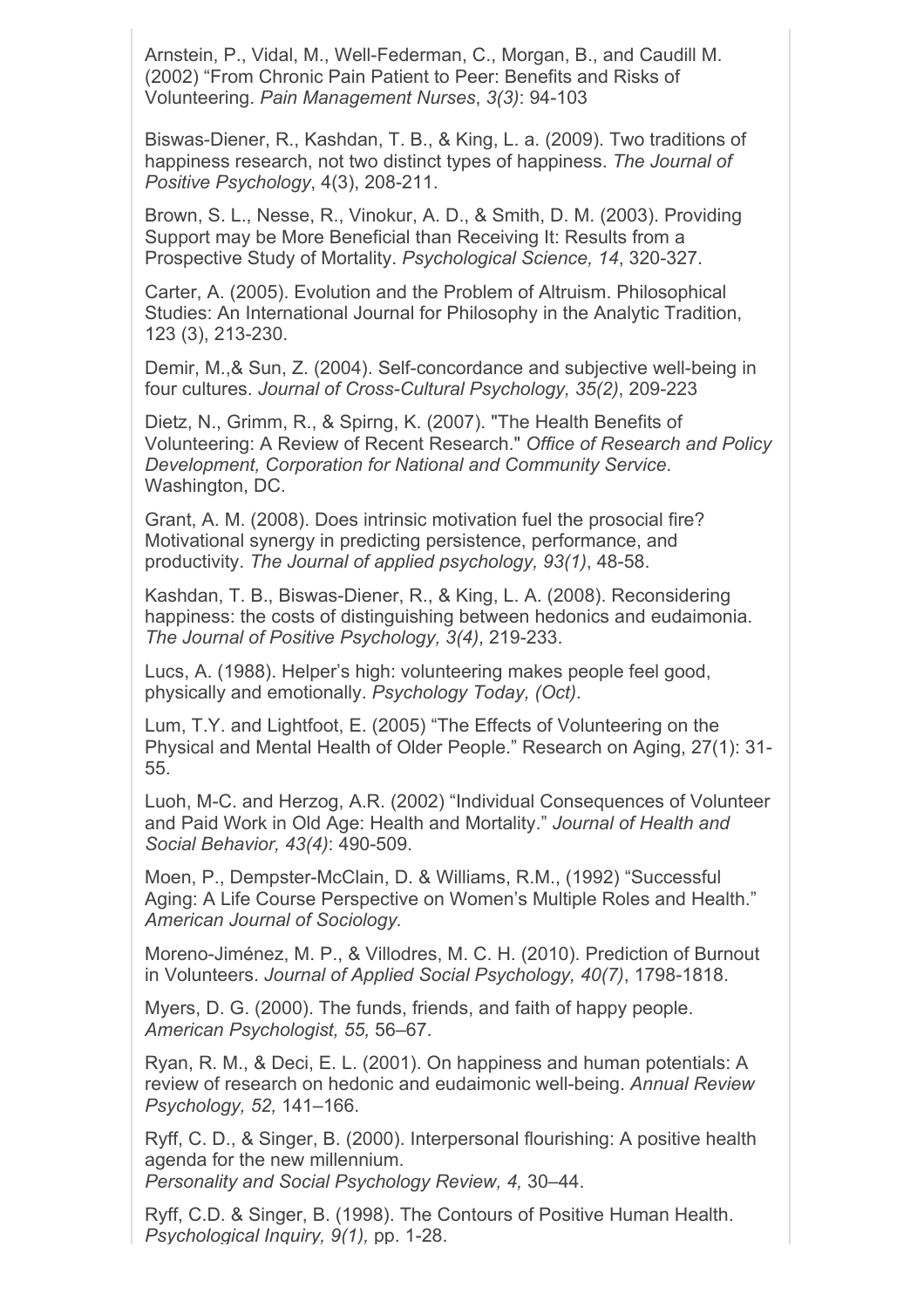Arnstein, P., Vidal, M., Well-Federman, C., Morgan, B., and Caudill M. (2002) “From Chronic Pain Patient to Peer: Benefits and Risks of Volunteering. *Pain Management Nurses*, *3(3)*: 94-103

Biswas-Diener, R., Kashdan, T. B., & King, L. a. (2009). Two traditions of happiness research, not two distinct types of happiness. *The Journal of Positive Psychology*, 4(3), 208-211.

Brown, S. L., Nesse, R., Vinokur, A. D., & Smith, D. M. (2003). Providing Support may be More Beneficial than Receiving It: Results from a Prospective Study of Mortality. *Psychological Science, 14*, 320-327.

Carter, A. (2005). Evolution and the Problem of Altruism. Philosophical Studies: An International Journal for Philosophy in the Analytic Tradition, 123 (3), 213-230.

Demir, M.,& Sun, Z. (2004). Self-concordance and subjective well-being in four cultures. *Journal of Cross-Cultural Psychology, 35(2)*, 209-223

Dietz, N., Grimm, R., & Spirng, K. (2007). "The Health Benefits of Volunteering: A Review of Recent Research." *Office of Research and Policy Development, Corporation for National and Community Service*. Washington, DC.

Grant, A. M. (2008). Does intrinsic motivation fuel the prosocial fire? Motivational synergy in predicting persistence, performance, and productivity. *The Journal of applied psychology, 93(1)*, 48-58.

Kashdan, T. B., Biswas-Diener, R., & King, L. A. (2008). Reconsidering happiness: the costs of distinguishing between hedonics and eudaimonia. *The Journal of Positive Psychology, 3(4)*, 219-233.

Lucs, A. (1988). Helper’s high: volunteering makes people feel good, physically and emotionally. *Psychology Today, (Oct)*.

Lum, T.Y. and Lightfoot, E. (2005) “The Effects of Volunteering on the Physical and Mental Health of Older People.” Research on Aging, 27(1): 31-55.

Luoh, M-C. and Herzog, A.R. (2002) “Individual Consequences of Volunteer and Paid Work in Old Age: Health and Mortality.” *Journal of Health and Social Behavior, 43(4)*: 490-509.

Moen, P., Dempster-McClain, D. & Williams, R.M., (1992) “Successful Aging: A Life Course Perspective on Women’s Multiple Roles and Health.” *American Journal of Sociology.*

Moreno-Jiménez, M. P., & Villodres, M. C. H. (2010). Prediction of Burnout in Volunteers. *Journal of Applied Social Psychology, 40(7)*, 1798-1818.

Myers, D. G. (2000). The funds, friends, and faith of happy people. *American Psychologist, 55,* 56–67.

Ryan, R. M., & Deci, E. L. (2001). On happiness and human potentials: A review of research on hedonic and eudaimonic well-being. *Annual Review Psychology, 52,* 141–166.

Ryff, C. D., & Singer, B. (2000). Interpersonal flourishing: A positive health agenda for the new millennium. *Personality and Social Psychology Review, 4,* 30–44.

Ryff, C.D. & Singer, B. (1998). The Contours of Positive Human Health. *Psychological Inquiry, 9(1),* pp. 1-28.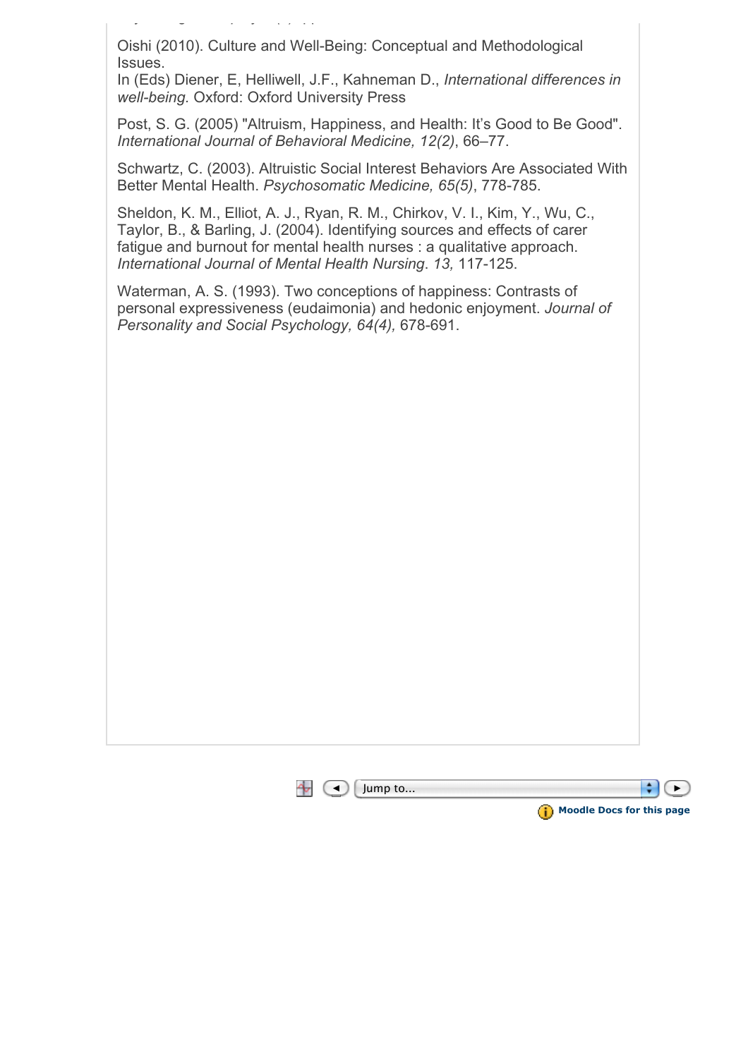Oishi (2010). Culture and Well-Being: Conceptual and Methodological Issues.
In (Eds) Diener, E, Helliwell, J.F., Kahneman D., *International differences in well-being.* Oxford: Oxford University Press

Post, S. G. (2005) "Altruism, Happiness, and Health: It's Good to Be Good". *International Journal of Behavioral Medicine, 12(2)*, 66–77.

Schwartz, C. (2003). Altruistic Social Interest Behaviors Are Associated With Better Mental Health. *Psychosomatic Medicine, 65(5)*, 778-785.

Sheldon, K. M., Elliot, A. J., Ryan, R. M., Chirkov, V. I., Kim, Y., Wu, C., Taylor, B., & Barling, J. (2004). Identifying sources and effects of carer fatigue and burnout for mental health nurses : a qualitative approach. *International Journal of Mental Health Nursing*. *13,* 117-125.

Waterman, A. S. (1993). Two conceptions of happiness: Contrasts of personal expressiveness (eudaimonia) and hedonic enjoyment. *Journal of Personality and Social Psychology, 64(4),* 678-691.

Jump to...

Moodle Docs for this page